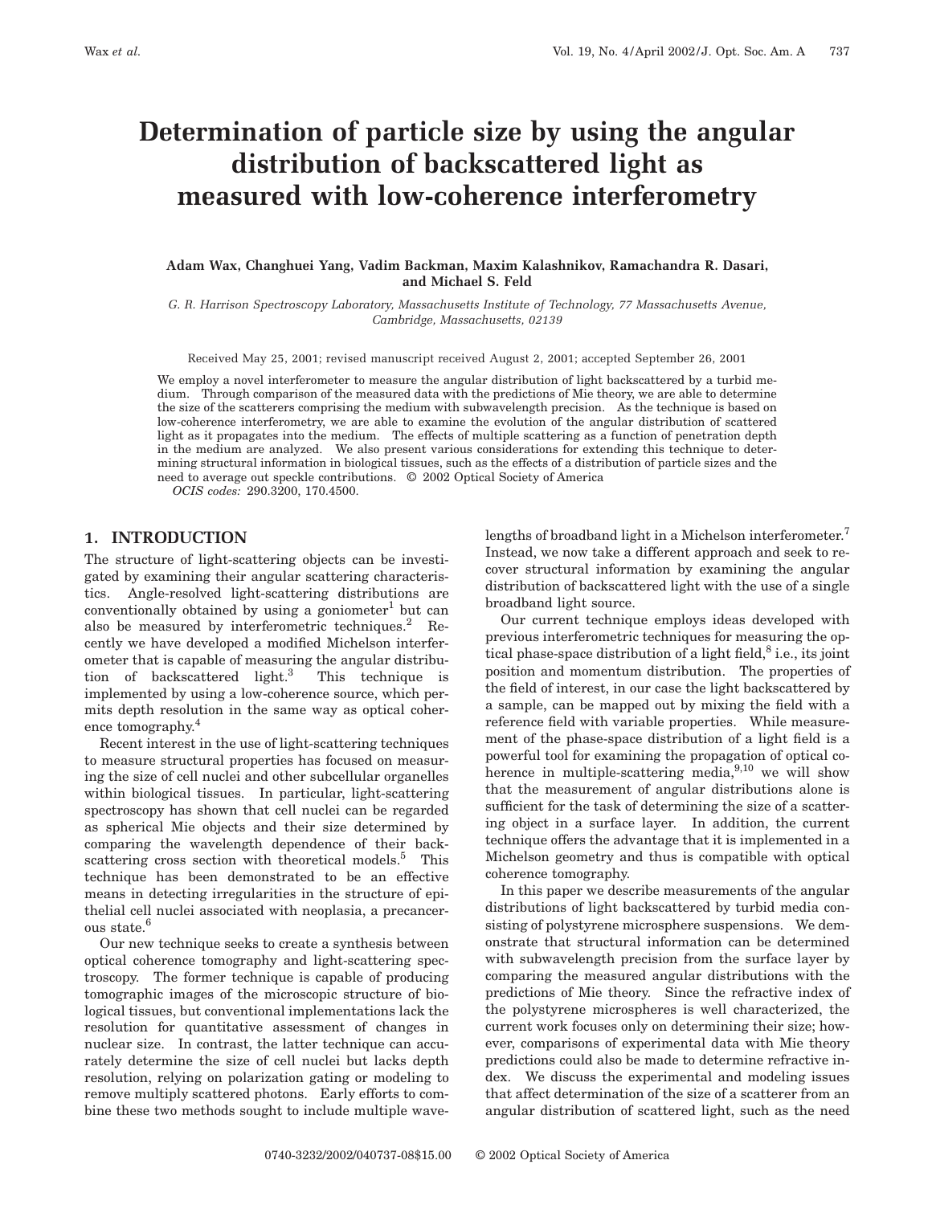# Determination of particle size by using the angular distribution of backscattered light as measured with low-coherence interferometry

**Adam Wax, Changhuei Yang, Vadim Backman, Maxim Kalashnikov, Ramachandra R. Dasari, and Michael S. Feld**

*G. R. Harrison Spectroscopy Laboratory, Massachusetts Institute of Technology, 77 Massachusetts Avenue, Cambridge, Massachusetts, 02139*

Received May 25, 2001; revised manuscript received August 2, 2001; accepted September 26, 2001

We employ a novel interferometer to measure the angular distribution of light backscattered by a turbid medium. Through comparison of the measured data with the predictions of Mie theory, we are able to determine the size of the scatterers comprising the medium with subwavelength precision. As the technique is based on low-coherence interferometry, we are able to examine the evolution of the angular distribution of scattered light as it propagates into the medium. The effects of multiple scattering as a function of penetration depth in the medium are analyzed. We also present various considerations for extending this technique to determining structural information in biological tissues, such as the effects of a distribution of particle sizes and the need to average out speckle contributions. © 2002 Optical Society of America

*OCIS codes:* 290.3200, 170.4500.

## 1. INTRODUCTION

The structure of light-scattering objects can be investigated by examining their angular scattering characteristics. Angle-resolved light-scattering distributions are conventionally obtained by using a goniometer[1] but can also be measured by interferometric techniques.[2] Recently we have developed a modified Michelson interferometer that is capable of measuring the angular distribution of backscattered light.[3] This technique is implemented by using a low-coherence source, which permits depth resolution in the same way as optical coherence tomography.[4]

Recent interest in the use of light-scattering techniques to measure structural properties has focused on measuring the size of cell nuclei and other subcellular organelles within biological tissues. In particular, light-scattering spectroscopy has shown that cell nuclei can be regarded as spherical Mie objects and their size determined by comparing the wavelength dependence of their backscattering cross section with theoretical models.[5] This technique has been demonstrated to be an effective means in detecting irregularities in the structure of epithelial cell nuclei associated with neoplasia, a precancerous state.[6]

Our new technique seeks to create a synthesis between optical coherence tomography and light-scattering spectroscopy. The former technique is capable of producing tomographic images of the microscopic structure of biological tissues, but conventional implementations lack the resolution for quantitative assessment of changes in nuclear size. In contrast, the latter technique can accurately determine the size of cell nuclei but lacks depth resolution, relying on polarization gating or modeling to remove multiply scattered photons. Early efforts to combine these two methods sought to include multiple wavelengths of broadband light in a Michelson interferometer.[7] Instead, we now take a different approach and seek to recover structural information by examining the angular distribution of backscattered light with the use of a single broadband light source.

Our current technique employs ideas developed with previous interferometric techniques for measuring the optical phase-space distribution of a light field,[8] i.e., its joint position and momentum distribution. The properties of the field of interest, in our case the light backscattered by a sample, can be mapped out by mixing the field with a reference field with variable properties. While measurement of the phase-space distribution of a light field is a powerful tool for examining the propagation of optical coherence in multiple-scattering media,[9,10] we will show that the measurement of angular distributions alone is sufficient for the task of determining the size of a scattering object in a surface layer. In addition, the current technique offers the advantage that it is implemented in a Michelson geometry and thus is compatible with optical coherence tomography.

In this paper we describe measurements of the angular distributions of light backscattered by turbid media consisting of polystyrene microsphere suspensions. We demonstrate that structural information can be determined with subwavelength precision from the surface layer by comparing the measured angular distributions with the predictions of Mie theory. Since the refractive index of the polystyrene microspheres is well characterized, the current work focuses only on determining their size; however, comparisons of experimental data with Mie theory predictions could also be made to determine refractive index. We discuss the experimental and modeling issues that affect determination of the size of a scatterer from an angular distribution of scattered light, such as the need

0740-3232/2002/040737-08$15.00 © 2002 Optical Society of America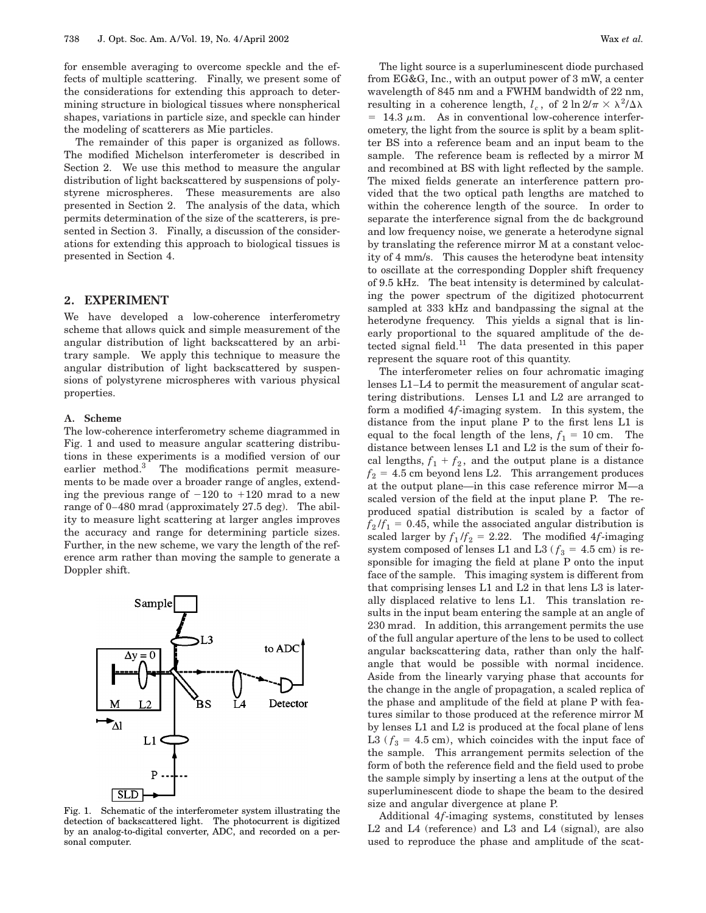for ensemble averaging to overcome speckle and the effects of multiple scattering. Finally, we present some of the considerations for extending this approach to determining structure in biological tissues where nonspherical shapes, variations in particle size, and speckle can hinder the modeling of scatterers as Mie particles.

The remainder of this paper is organized as follows. The modified Michelson interferometer is described in Section 2. We use this method to measure the angular distribution of light backscattered by suspensions of polystyrene microspheres. These measurements are also presented in Section 2. The analysis of the data, which permits determination of the size of the scatterers, is presented in Section 3. Finally, a discussion of the considerations for extending this approach to biological tissues is presented in Section 4.

## 2. EXPERIMENT

We have developed a low-coherence interferometry scheme that allows quick and simple measurement of the angular distribution of light backscattered by an arbitrary sample. We apply this technique to measure the angular distribution of light backscattered by suspensions of polystyrene microspheres with various physical properties.

### A. Scheme

The low-coherence interferometry scheme diagrammed in Fig. 1 and used to measure angular scattering distributions in these experiments is a modified version of our earlier method.[3] The modifications permit measurements to be made over a broader range of angles, extending the previous range of −120 to +120 mrad to a new range of 0–480 mrad (approximately 27.5 deg). The ability to measure light scattering at larger angles improves the accuracy and range for determining particle sizes. Further, in the new scheme, we vary the length of the reference arm rather than moving the sample to generate a Doppler shift.

Fig. 1. Schematic of the interferometer system illustrating the detection of backscattered light. The photocurrent is digitized by an analog-to-digital converter, ADC, and recorded on a personal computer.

The light source is a superluminescent diode purchased from EG&G, Inc., with an output power of 3 mW, a center wavelength of 845 nm and a FWHM bandwidth of 22 nm, resulting in a coherence length, $l_c$, of $2 \ln 2/\pi \times \lambda^2/\Delta\lambda = 14.3\ \mu\text{m}$. As in conventional low-coherence interferometry, the light from the source is split by a beam splitter BS into a reference beam and an input beam to the sample. The reference beam is reflected by a mirror M and recombined at BS with light reflected by the sample. The mixed fields generate an interference pattern provided that the two optical path lengths are matched to within the coherence length of the source. In order to separate the interference signal from the dc background and low frequency noise, we generate a heterodyne signal by translating the reference mirror M at a constant velocity of 4 mm/s. This causes the heterodyne beat intensity to oscillate at the corresponding Doppler shift frequency of 9.5 kHz. The beat intensity is determined by calculating the power spectrum of the digitized photocurrent sampled at 333 kHz and bandpassing the signal at the heterodyne frequency. This yields a signal that is linearly proportional to the squared amplitude of the detected signal field.[11] The data presented in this paper represent the square root of this quantity.

The interferometer relies on four achromatic imaging lenses L1–L4 to permit the measurement of angular scattering distributions. Lenses L1 and L2 are arranged to form a modified 4*f*-imaging system. In this system, the distance from the input plane P to the first lens L1 is equal to the focal length of the lens, $f_1 = 10$ cm. The distance between lenses L1 and L2 is the sum of their focal lengths, $f_1 + f_2$, and the output plane is a distance $f_2 = 4.5$ cm beyond lens L2. This arrangement produces at the output plane—in this case reference mirror M—a scaled version of the field at the input plane P. The reproduced spatial distribution is scaled by a factor of $f_2/f_1 = 0.45$, while the associated angular distribution is scaled larger by $f_1/f_2 = 2.22$. The modified 4*f*-imaging system composed of lenses L1 and L3 ($f_3 = 4.5$ cm) is responsible for imaging the field at plane P onto the input face of the sample. This imaging system is different from that comprising lenses L1 and L2 in that lens L3 is laterally displaced relative to lens L1. This translation results in the input beam entering the sample at an angle of 230 mrad. In addition, this arrangement permits the use of the full angular aperture of the lens to be used to collect angular backscattering data, rather than only the half-angle that would be possible with normal incidence. Aside from the linearly varying phase that accounts for the change in the angle of propagation, a scaled replica of the phase and amplitude of the field at plane P with features similar to those produced at the reference mirror M by lenses L1 and L2 is produced at the focal plane of lens L3 ($f_3 = 4.5$ cm), which coincides with the input face of the sample. This arrangement permits selection of the form of both the reference field and the field used to probe the sample simply by inserting a lens at the output of the superluminescent diode to shape the beam to the desired size and angular divergence at plane P.

Additional 4*f*-imaging systems, constituted by lenses L2 and L4 (reference) and L3 and L4 (signal), are also used to reproduce the phase and amplitude of the scat-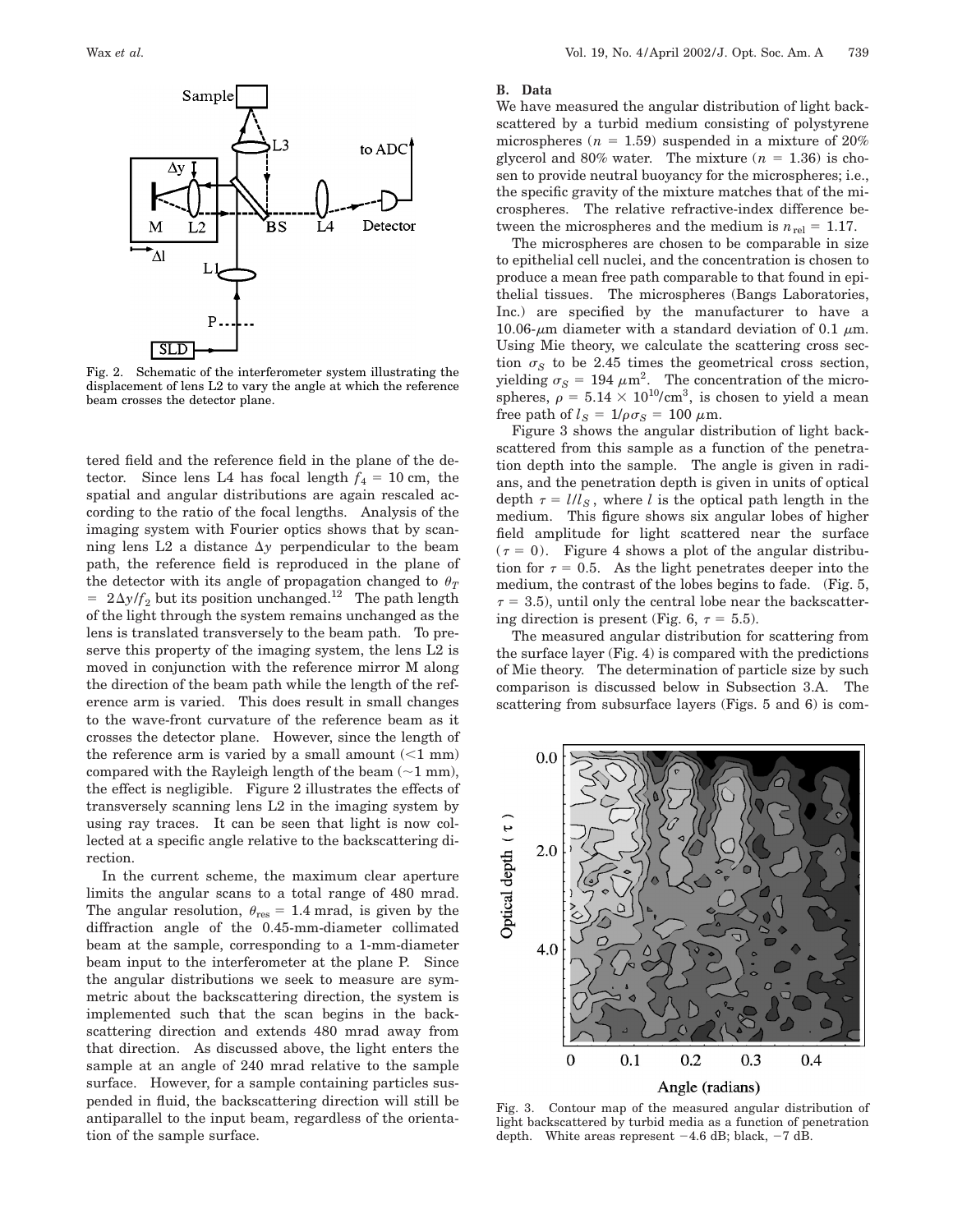Fig. 2. Schematic of the interferometer system illustrating the displacement of lens L2 to vary the angle at which the reference beam crosses the detector plane.

tered field and the reference field in the plane of the detector. Since lens L4 has focal length $f_4 = 10$ cm, the spatial and angular distributions are again rescaled according to the ratio of the focal lengths. Analysis of the imaging system with Fourier optics shows that by scanning lens L2 a distance $\Delta y$ perpendicular to the beam path, the reference field is reproduced in the plane of the detector with its angle of propagation changed to $\theta_T = 2\Delta y / f_2$ but its position unchanged.[12] The path length of the light through the system remains unchanged as the lens is translated transversely to the beam path. To preserve this property of the imaging system, the lens L2 is moved in conjunction with the reference mirror M along the direction of the beam path while the length of the reference arm is varied. This does result in small changes to the wave-front curvature of the reference beam as it crosses the detector plane. However, since the length of the reference arm is varied by a small amount ($<1$ mm) compared with the Rayleigh length of the beam ($\sim 1$ mm), the effect is negligible. Figure 2 illustrates the effects of transversely scanning lens L2 in the imaging system by using ray traces. It can be seen that light is now collected at a specific angle relative to the backscattering direction.

In the current scheme, the maximum clear aperture limits the angular scans to a total range of 480 mrad. The angular resolution, $\theta_{\text{res}} = 1.4$ mrad, is given by the diffraction angle of the 0.45-mm-diameter collimated beam at the sample, corresponding to a 1-mm-diameter beam input to the interferometer at the plane P. Since the angular distributions we seek to measure are symmetric about the backscattering direction, the system is implemented such that the scan begins in the backscattering direction and extends 480 mrad away from that direction. As discussed above, the light enters the sample at an angle of 240 mrad relative to the sample surface. However, for a sample containing particles suspended in fluid, the backscattering direction will still be antiparallel to the input beam, regardless of the orientation of the sample surface.

### B. Data

We have measured the angular distribution of light backscattered by a turbid medium consisting of polystyrene microspheres ($n = 1.59$) suspended in a mixture of 20% glycerol and 80% water. The mixture ($n = 1.36$) is chosen to provide neutral buoyancy for the microspheres; i.e., the specific gravity of the mixture matches that of the microspheres. The relative refractive-index difference between the microspheres and the medium is $n_{\text{rel}} = 1.17$.

The microspheres are chosen to be comparable in size to epithelial cell nuclei, and the concentration is chosen to produce a mean free path comparable to that found in epithelial tissues. The microspheres (Bangs Laboratories, Inc.) are specified by the manufacturer to have a 10.06-$\mu$m diameter with a standard deviation of 0.1 $\mu$m. Using Mie theory, we calculate the scattering cross section $\sigma_S$ to be 2.45 times the geometrical cross section, yielding $\sigma_S = 194\ \mu\text{m}^2$. The concentration of the microspheres, $\rho = 5.14 \times 10^{10}/\text{cm}^3$, is chosen to yield a mean free path of $l_S = 1/\rho\sigma_S = 100\ \mu$m.

Figure 3 shows the angular distribution of light backscattered from this sample as a function of the penetration depth into the sample. The angle is given in radians, and the penetration depth is given in units of optical depth $\tau = l/l_S$, where $l$ is the optical path length in the medium. This figure shows six angular lobes of higher field amplitude for light scattered near the surface ($\tau = 0$). Figure 4 shows a plot of the angular distribution for $\tau = 0.5$. As the light penetrates deeper into the medium, the contrast of the lobes begins to fade. (Fig. 5, $\tau = 3.5$), until only the central lobe near the backscattering direction is present (Fig. 6, $\tau = 5.5$).

The measured angular distribution for scattering from the surface layer (Fig. 4) is compared with the predictions of Mie theory. The determination of particle size by such comparison is discussed below in Subsection 3.A. The scattering from subsurface layers (Figs. 5 and 6) is com-

Fig. 3. Contour map of the measured angular distribution of light backscattered by turbid media as a function of penetration depth. White areas represent $-4.6$ dB; black, $-7$ dB.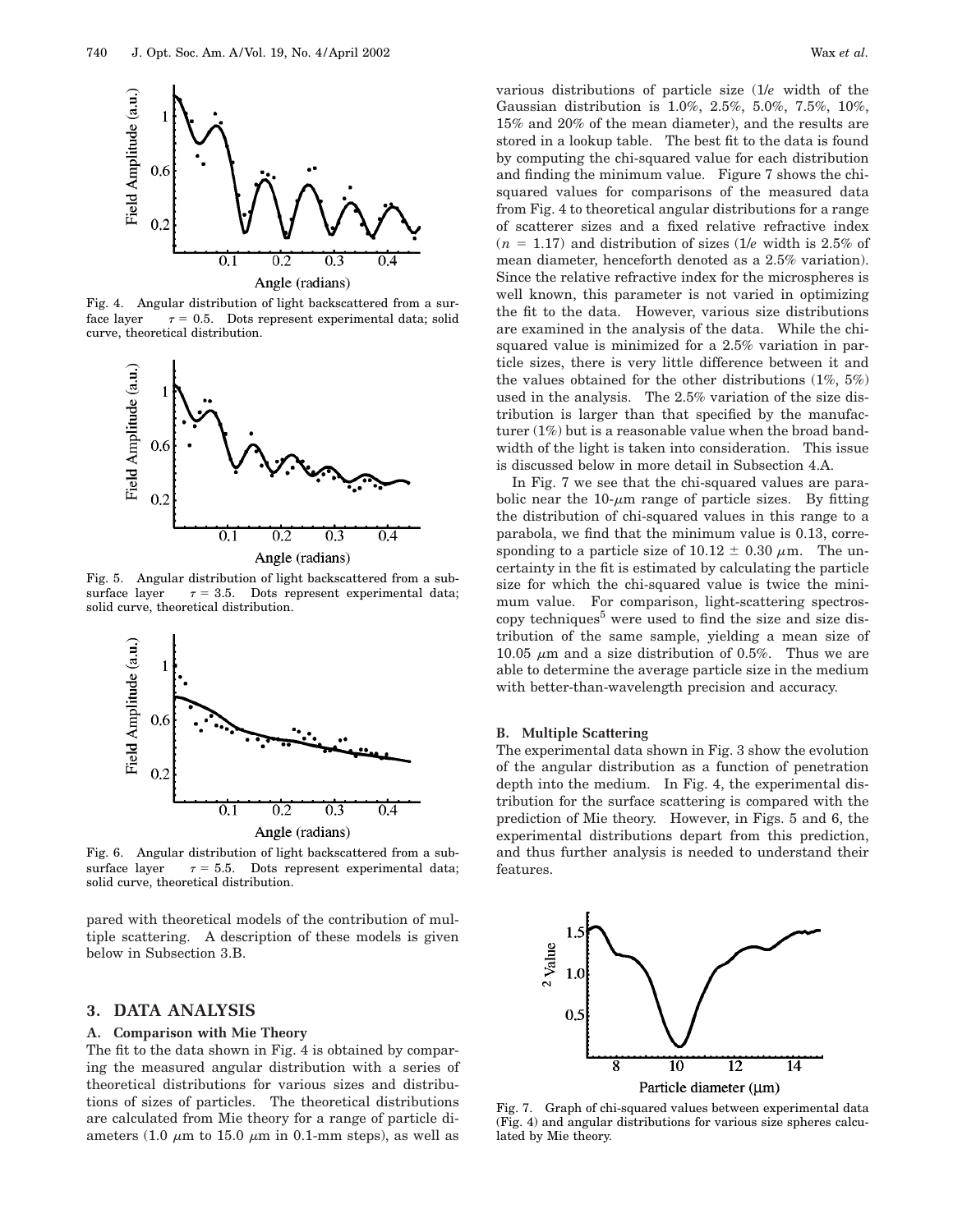Fig. 4. Angular distribution of light backscattered from a surface layer $\tau = 0.5$. Dots represent experimental data; solid curve, theoretical distribution.

Fig. 5. Angular distribution of light backscattered from a subsurface layer $\tau = 3.5$. Dots represent experimental data; solid curve, theoretical distribution.

Fig. 6. Angular distribution of light backscattered from a subsurface layer $\tau = 5.5$. Dots represent experimental data; solid curve, theoretical distribution.

pared with theoretical models of the contribution of multiple scattering. A description of these models is given below in Subsection 3.B.

## 3. DATA ANALYSIS

### A. Comparison with Mie Theory

The fit to the data shown in Fig. 4 is obtained by comparing the measured angular distribution with a series of theoretical distributions for various sizes and distributions of sizes of particles. The theoretical distributions are calculated from Mie theory for a range of particle diameters (1.0 $\mu$m to 15.0 $\mu$m in 0.1-mm steps), as well as various distributions of particle size (1/*e* width of the Gaussian distribution is 1.0%, 2.5%, 5.0%, 7.5%, 10%, 15% and 20% of the mean diameter), and the results are stored in a lookup table. The best fit to the data is found by computing the chi-squared value for each distribution and finding the minimum value. Figure 7 shows the chi-squared values for comparisons of the measured data from Fig. 4 to theoretical angular distributions for a range of scatterer sizes and a fixed relative refractive index ($n = 1.17$) and distribution of sizes (1/*e* width is 2.5% of mean diameter, henceforth denoted as a 2.5% variation). Since the relative refractive index for the microspheres is well known, this parameter is not varied in optimizing the fit to the data. However, various size distributions are examined in the analysis of the data. While the chi-squared value is minimized for a 2.5% variation in particle sizes, there is very little difference between it and the values obtained for the other distributions (1%, 5%) used in the analysis. The 2.5% variation of the size distribution is larger than that specified by the manufacturer (1%) but is a reasonable value when the broad bandwidth of the light is taken into consideration. This issue is discussed below in more detail in Subsection 4.A.

In Fig. 7 we see that the chi-squared values are parabolic near the 10-$\mu$m range of particle sizes. By fitting the distribution of chi-squared values in this range to a parabola, we find that the minimum value is 0.13, corresponding to a particle size of $10.12 \pm 0.30$ $\mu$m. The uncertainty in the fit is estimated by calculating the particle size for which the chi-squared value is twice the minimum value. For comparison, light-scattering spectroscopy techniques[5] were used to find the size and size distribution of the same sample, yielding a mean size of 10.05 $\mu$m and a size distribution of 0.5%. Thus we are able to determine the average particle size in the medium with better-than-wavelength precision and accuracy.

### B. Multiple Scattering

The experimental data shown in Fig. 3 show the evolution of the angular distribution as a function of penetration depth into the medium. In Fig. 4, the experimental distribution for the surface scattering is compared with the prediction of Mie theory. However, in Figs. 5 and 6, the experimental distributions depart from this prediction, and thus further analysis is needed to understand their features.

Fig. 7. Graph of chi-squared values between experimental data (Fig. 4) and angular distributions for various size spheres calculated by Mie theory.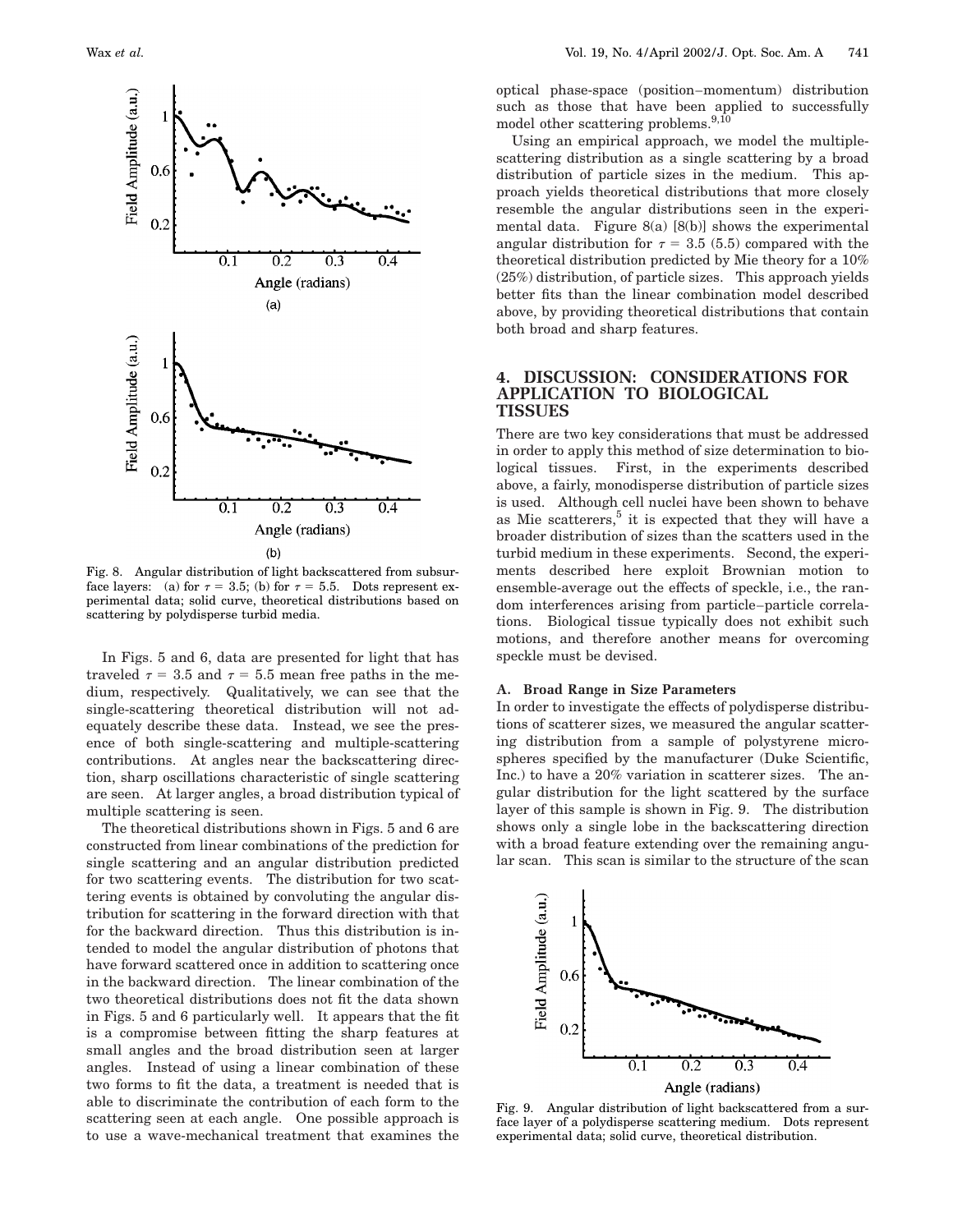Fig. 8. Angular distribution of light backscattered from subsurface layers: (a) for $\tau = 3.5$; (b) for $\tau = 5.5$. Dots represent experimental data; solid curve, theoretical distributions based on scattering by polydisperse turbid media.

In Figs. 5 and 6, data are presented for light that has traveled $\tau = 3.5$ and $\tau = 5.5$ mean free paths in the medium, respectively. Qualitatively, we can see that the single-scattering theoretical distribution will not adequately describe these data. Instead, we see the presence of both single-scattering and multiple-scattering contributions. At angles near the backscattering direction, sharp oscillations characteristic of single scattering are seen. At larger angles, a broad distribution typical of multiple scattering is seen.

The theoretical distributions shown in Figs. 5 and 6 are constructed from linear combinations of the prediction for single scattering and an angular distribution predicted for two scattering events. The distribution for two scattering events is obtained by convoluting the angular distribution for scattering in the forward direction with that for the backward direction. Thus this distribution is intended to model the angular distribution of photons that have forward scattered once in addition to scattering once in the backward direction. The linear combination of the two theoretical distributions does not fit the data shown in Figs. 5 and 6 particularly well. It appears that the fit is a compromise between fitting the sharp features at small angles and the broad distribution seen at larger angles. Instead of using a linear combination of these two forms to fit the data, a treatment is needed that is able to discriminate the contribution of each form to the scattering seen at each angle. One possible approach is to use a wave-mechanical treatment that examines the optical phase-space (position–momentum) distribution such as those that have been applied to successfully model other scattering problems.[9,10]

Using an empirical approach, we model the multiple-scattering distribution as a single scattering by a broad distribution of particle sizes in the medium. This approach yields theoretical distributions that more closely resemble the angular distributions seen in the experimental data. Figure 8(a) [8(b)] shows the experimental angular distribution for $\tau = 3.5$ (5.5) compared with the theoretical distribution predicted by Mie theory for a 10% (25%) distribution, of particle sizes. This approach yields better fits than the linear combination model described above, by providing theoretical distributions that contain both broad and sharp features.

## 4. DISCUSSION: CONSIDERATIONS FOR APPLICATION TO BIOLOGICAL TISSUES

There are two key considerations that must be addressed in order to apply this method of size determination to biological tissues. First, in the experiments described above, a fairly, monodisperse distribution of particle sizes is used. Although cell nuclei have been shown to behave as Mie scatterers,[5] it is expected that they will have a broader distribution of sizes than the scatters used in the turbid medium in these experiments. Second, the experiments described here exploit Brownian motion to ensemble-average out the effects of speckle, i.e., the random interferences arising from particle–particle correlations. Biological tissue typically does not exhibit such motions, and therefore another means for overcoming speckle must be devised.

### A. Broad Range in Size Parameters

In order to investigate the effects of polydisperse distributions of scatterer sizes, we measured the angular scattering distribution from a sample of polystyrene microspheres specified by the manufacturer (Duke Scientific, Inc.) to have a 20% variation in scatterer sizes. The angular distribution for the light scattered by the surface layer of this sample is shown in Fig. 9. The distribution shows only a single lobe in the backscattering direction with a broad feature extending over the remaining angular scan. This scan is similar to the structure of the scan

Fig. 9. Angular distribution of light backscattered from a surface layer of a polydisperse scattering medium. Dots represent experimental data; solid curve, theoretical distribution.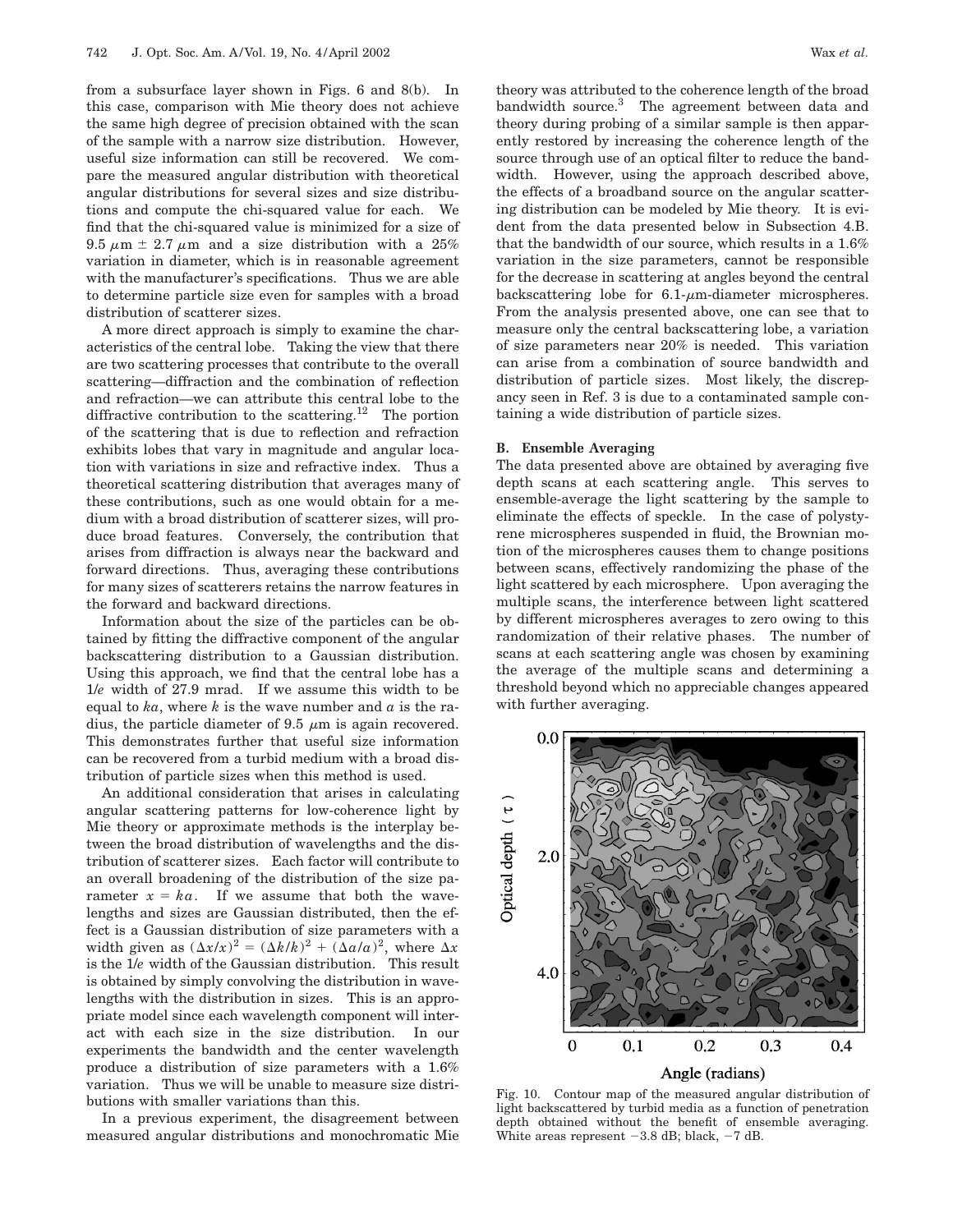from a subsurface layer shown in Figs. 6 and 8(b). In this case, comparison with Mie theory does not achieve the same high degree of precision obtained with the scan of the sample with a narrow size distribution. However, useful size information can still be recovered. We compare the measured angular distribution with theoretical angular distributions for several sizes and size distributions and compute the chi-squared value for each. We find that the chi-squared value is minimized for a size of 9.5 $\mu$m $\pm$ 2.7 $\mu$m and a size distribution with a 25% variation in diameter, which is in reasonable agreement with the manufacturer's specifications. Thus we are able to determine particle size even for samples with a broad distribution of scatterer sizes.

A more direct approach is simply to examine the characteristics of the central lobe. Taking the view that there are two scattering processes that contribute to the overall scattering—diffraction and the combination of reflection and refraction—we can attribute this central lobe to the diffractive contribution to the scattering.[12] The portion of the scattering that is due to reflection and refraction exhibits lobes that vary in magnitude and angular location with variations in size and refractive index. Thus a theoretical scattering distribution that averages many of these contributions, such as one would obtain for a medium with a broad distribution of scatterer sizes, will produce broad features. Conversely, the contribution that arises from diffraction is always near the backward and forward directions. Thus, averaging these contributions for many sizes of scatterers retains the narrow features in the forward and backward directions.

Information about the size of the particles can be obtained by fitting the diffractive component of the angular backscattering distribution to a Gaussian distribution. Using this approach, we find that the central lobe has a 1/*e* width of 27.9 mrad. If we assume this width to be equal to $ka$, where $k$ is the wave number and $a$ is the radius, the particle diameter of 9.5 $\mu$m is again recovered. This demonstrates further that useful size information can be recovered from a turbid medium with a broad distribution of particle sizes when this method is used.

An additional consideration that arises in calculating angular scattering patterns for low-coherence light by Mie theory or approximate methods is the interplay between the broad distribution of wavelengths and the distribution of scatterer sizes. Each factor will contribute to an overall broadening of the distribution of the size parameter $x = ka$. If we assume that both the wavelengths and sizes are Gaussian distributed, then the effect is a Gaussian distribution of size parameters with a width given as $(\Delta x/x)^2 = (\Delta k/k)^2 + (\Delta a/a)^2$, where $\Delta x$ is the 1/*e* width of the Gaussian distribution. This result is obtained by simply convolving the distribution in wavelengths with the distribution in sizes. This is an appropriate model since each wavelength component will interact with each size in the size distribution. In our experiments the bandwidth and the center wavelength produce a distribution of size parameters with a 1.6% variation. Thus we will be unable to measure size distributions with smaller variations than this.

In a previous experiment, the disagreement between measured angular distributions and monochromatic Mie theory was attributed to the coherence length of the broad bandwidth source.[3] The agreement between data and theory during probing of a similar sample is then apparently restored by increasing the coherence length of the source through use of an optical filter to reduce the bandwidth. However, using the approach described above, the effects of a broadband source on the angular scattering distribution can be modeled by Mie theory. It is evident from the data presented below in Subsection 4.B. that the bandwidth of our source, which results in a 1.6% variation in the size parameters, cannot be responsible for the decrease in scattering at angles beyond the central backscattering lobe for 6.1-$\mu$m-diameter microspheres. From the analysis presented above, one can see that to measure only the central backscattering lobe, a variation of size parameters near 20% is needed. This variation can arise from a combination of source bandwidth and distribution of particle sizes. Most likely, the discrepancy seen in Ref. 3 is due to a contaminated sample containing a wide distribution of particle sizes.

### B. Ensemble Averaging

The data presented above are obtained by averaging five depth scans at each scattering angle. This serves to ensemble-average the light scattering by the sample to eliminate the effects of speckle. In the case of polystyrene microspheres suspended in fluid, the Brownian motion of the microspheres causes them to change positions between scans, effectively randomizing the phase of the light scattered by each microsphere. Upon averaging the multiple scans, the interference between light scattered by different microspheres averages to zero owing to this randomization of their relative phases. The number of scans at each scattering angle was chosen by examining the average of the multiple scans and determining a threshold beyond which no appreciable changes appeared with further averaging.

Fig. 10. Contour map of the measured angular distribution of light backscattered by turbid media as a function of penetration depth obtained without the benefit of ensemble averaging. White areas represent −3.8 dB; black, −7 dB.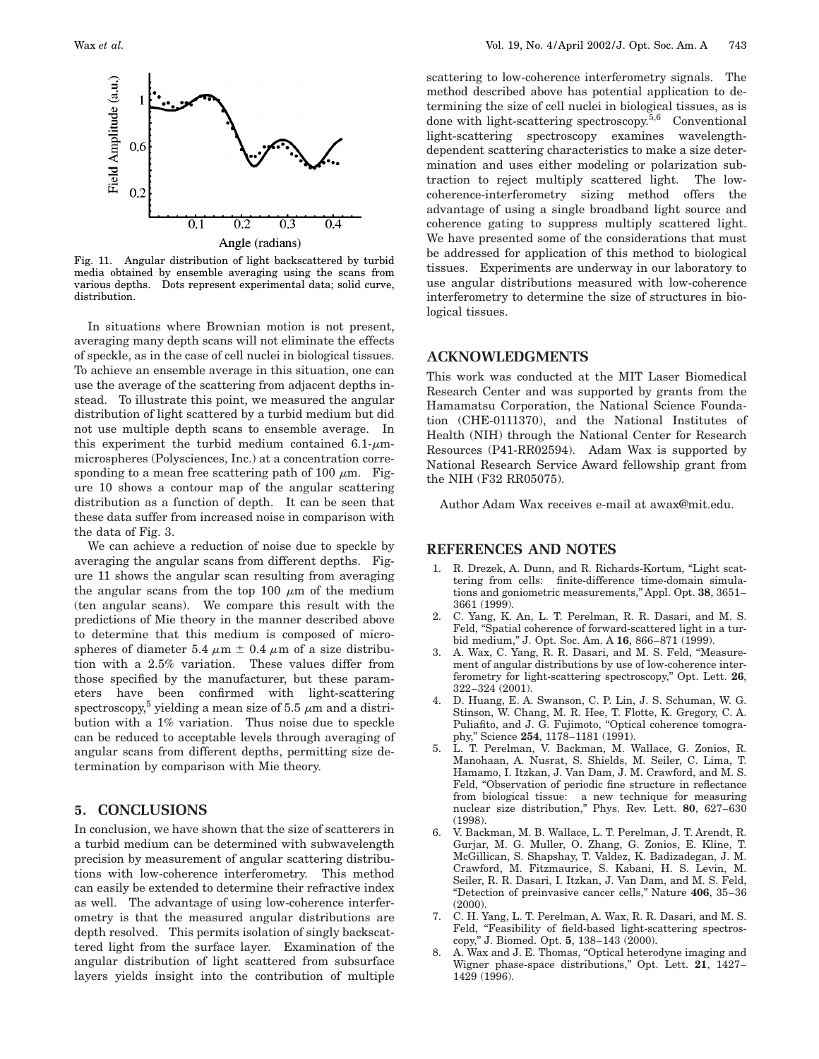Fig. 11. Angular distribution of light backscattered by turbid media obtained by ensemble averaging using the scans from various depths. Dots represent experimental data; solid curve, distribution.

In situations where Brownian motion is not present, averaging many depth scans will not eliminate the effects of speckle, as in the case of cell nuclei in biological tissues. To achieve an ensemble average in this situation, one can use the average of the scattering from adjacent depths instead. To illustrate this point, we measured the angular distribution of light scattered by a turbid medium but did not use multiple depth scans to ensemble average. In this experiment the turbid medium contained 6.1-$\mu$m-microspheres (Polysciences, Inc.) at a concentration corresponding to a mean free scattering path of 100 $\mu$m. Figure 10 shows a contour map of the angular scattering distribution as a function of depth. It can be seen that these data suffer from increased noise in comparison with the data of Fig. 3.

We can achieve a reduction of noise due to speckle by averaging the angular scans from different depths. Figure 11 shows the angular scan resulting from averaging the angular scans from the top 100 $\mu$m of the medium (ten angular scans). We compare this result with the predictions of Mie theory in the manner described above to determine that this medium is composed of microspheres of diameter 5.4 $\mu$m $\pm$ 0.4 $\mu$m of a size distribution with a 2.5% variation. These values differ from those specified by the manufacturer, but these parameters have been confirmed with light-scattering spectroscopy,[5] yielding a mean size of 5.5 $\mu$m and a distribution with a 1% variation. Thus noise due to speckle can be reduced to acceptable levels through averaging of angular scans from different depths, permitting size determination by comparison with Mie theory.

## 5. CONCLUSIONS

In conclusion, we have shown that the size of scatterers in a turbid medium can be determined with subwavelength precision by measurement of angular scattering distributions with low-coherence interferometry. This method can easily be extended to determine their refractive index as well. The advantage of using low-coherence interferometry is that the measured angular distributions are depth resolved. This permits isolation of singly backscattered light from the surface layer. Examination of the angular distribution of light scattered from subsurface layers yields insight into the contribution of multiple scattering to low-coherence interferometry signals. The method described above has potential application to determining the size of cell nuclei in biological tissues, as is done with light-scattering spectroscopy.[5,6] Conventional light-scattering spectroscopy examines wavelength-dependent scattering characteristics to make a size determination and uses either modeling or polarization subtraction to reject multiply scattered light. The low-coherence-interferometry sizing method offers the advantage of using a single broadband light source and coherence gating to suppress multiply scattered light. We have presented some of the considerations that must be addressed for application of this method to biological tissues. Experiments are underway in our laboratory to use angular distributions measured with low-coherence interferometry to determine the size of structures in biological tissues.

## ACKNOWLEDGMENTS

This work was conducted at the MIT Laser Biomedical Research Center and was supported by grants from the Hamamatsu Corporation, the National Science Foundation (CHE-0111370), and the National Institutes of Health (NIH) through the National Center for Research Resources (P41-RR02594). Adam Wax is supported by National Research Service Award fellowship grant from the NIH (F32 RR05075).

Author Adam Wax receives e-mail at awax@mit.edu.

## REFERENCES AND NOTES

1. R. Drezek, A. Dunn, and R. Richards-Kortum, "Light scattering from cells: finite-difference time-domain simulations and goniometric measurements," Appl. Opt. **38**, 3651–3661 (1999).
2. C. Yang, K. An, L. T. Perelman, R. R. Dasari, and M. S. Feld, "Spatial coherence of forward-scattered light in a turbid medium," J. Opt. Soc. Am. A **16**, 866–871 (1999).
3. A. Wax, C. Yang, R. R. Dasari, and M. S. Feld, "Measurement of angular distributions by use of low-coherence interferometry for light-scattering spectroscopy," Opt. Lett. **26**, 322–324 (2001).
4. D. Huang, E. A. Swanson, C. P. Lin, J. S. Schuman, W. G. Stinson, W. Chang, M. R. Hee, T. Flotte, K. Gregory, C. A. Puliafito, and J. G. Fujimoto, "Optical coherence tomography," Science **254**, 1178–1181 (1991).
5. L. T. Perelman, V. Backman, M. Wallace, G. Zonios, R. Manohaan, A. Nusrat, S. Shields, M. Seiler, C. Lima, T. Hamamo, I. Itzkan, J. Van Dam, J. M. Crawford, and M. S. Feld, "Observation of periodic fine structure in reflectance from biological tissue: a new technique for measuring nuclear size distribution," Phys. Rev. Lett. **80**, 627–630 (1998).
6. V. Backman, M. B. Wallace, L. T. Perelman, J. T. Arendt, R. Gurjar, M. G. Muller, Q. Zhang, G. Zonios, E. Kline, T. McGillican, S. Shapshay, T. Valdez, K. Badizadegan, J. M. Crawford, M. Fitzmaurice, S. Kabani, H. S. Levin, M. Seiler, R. R. Dasari, I. Itzkan, J. Van Dam, and M. S. Feld, "Detection of preinvasive cancer cells," Nature **406**, 35–36 (2000).
7. C. H. Yang, L. T. Perelman, A. Wax, R. R. Dasari, and M. S. Feld, "Feasibility of field-based light-scattering spectroscopy," J. Biomed. Opt. **5**, 138–143 (2000).
8. A. Wax and J. E. Thomas, "Optical heterodyne imaging and Wigner phase-space distributions," Opt. Lett. **21**, 1427–1429 (1996).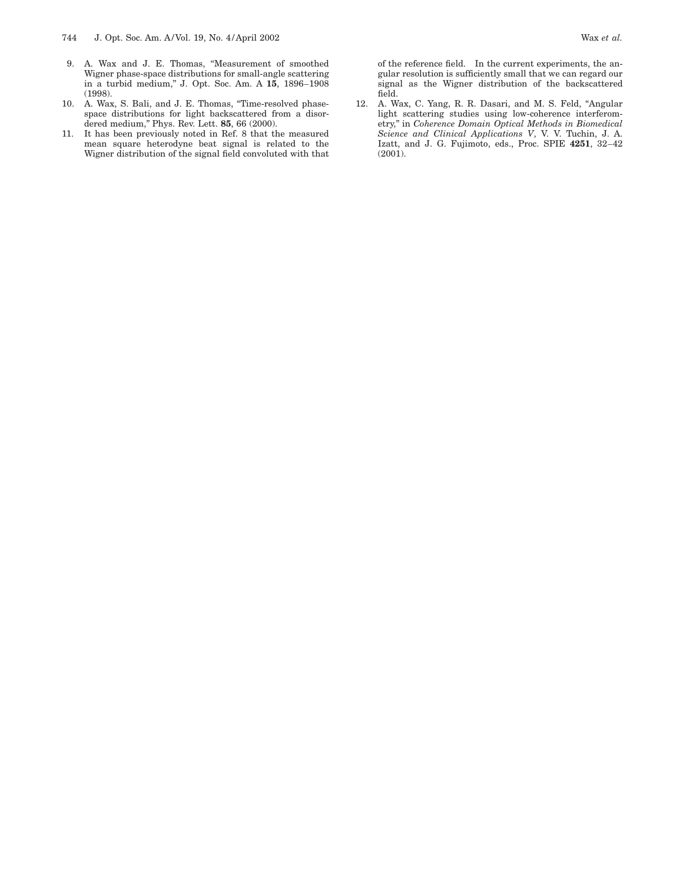9. A. Wax and J. E. Thomas, "Measurement of smoothed Wigner phase-space distributions for small-angle scattering in a turbid medium," J. Opt. Soc. Am. A **15**, 1896–1908 (1998).
10. A. Wax, S. Bali, and J. E. Thomas, "Time-resolved phase-space distributions for light backscattered from a disordered medium," Phys. Rev. Lett. **85**, 66 (2000).
11. It has been previously noted in Ref. 8 that the measured mean square heterodyne beat signal is related to the Wigner distribution of the signal field convoluted with that of the reference field. In the current experiments, the angular resolution is sufficiently small that we can regard our signal as the Wigner distribution of the backscattered field.
12. A. Wax, C. Yang, R. R. Dasari, and M. S. Feld, "Angular light scattering studies using low-coherence interferometry," in *Coherence Domain Optical Methods in Biomedical Science and Clinical Applications V*, V. V. Tuchin, J. A. Izatt, and J. G. Fujimoto, eds., Proc. SPIE **4251**, 32–42 (2001).